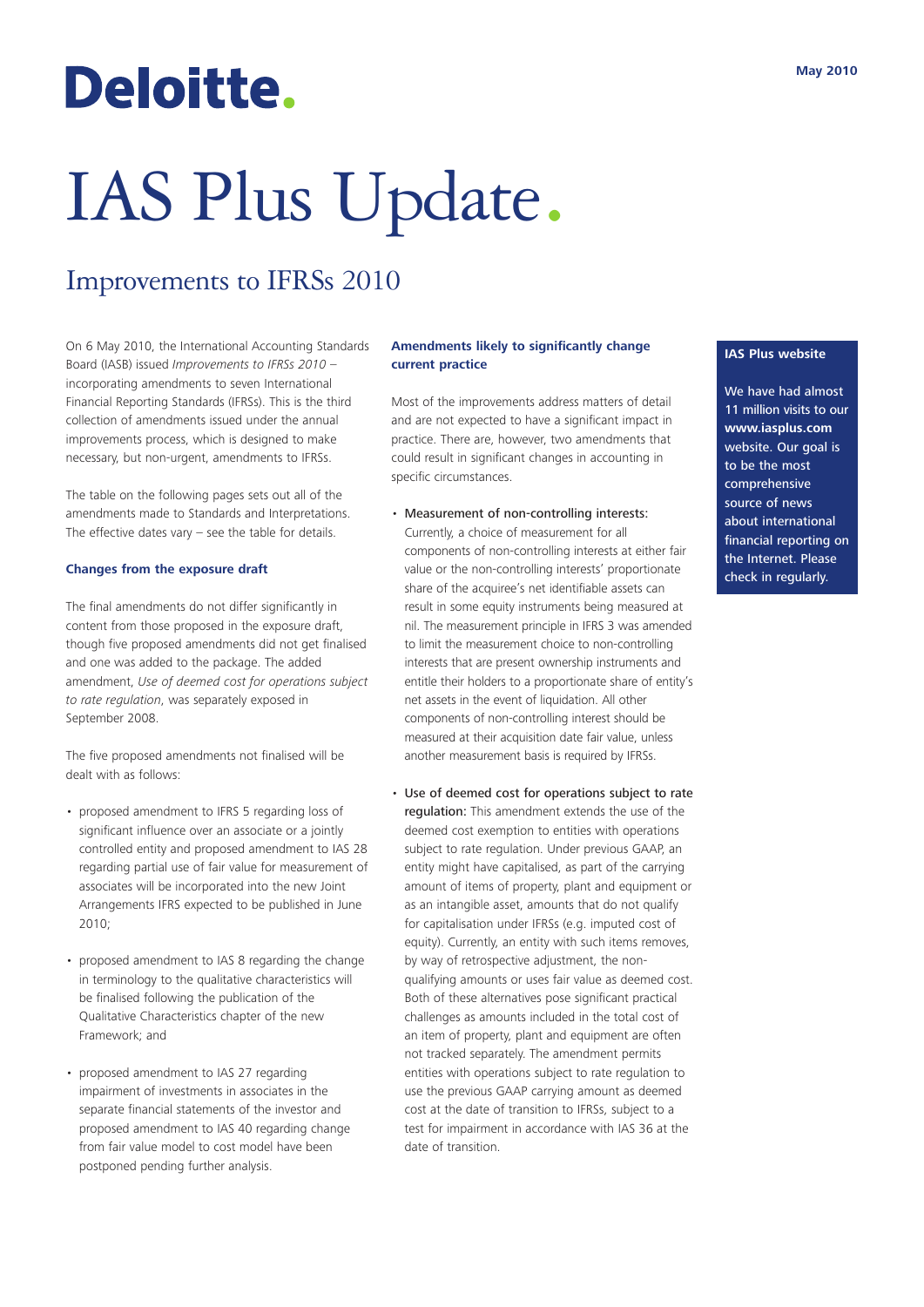Deloitte.

May 2010

# IAS Plus Update.

## Improvements to IFRSs 2010

On 6 May 2010, the International Accounting Standards Board (IASB) issued *Improvements to IFRSs 2010* – incorporating amendments to seven International Financial Reporting Standards (IFRSs). This is the third collection of amendments issued under the annual improvements process, which is designed to make necessary, but non-urgent, amendments to IFRSs.

The table on the following pages sets out all of the amendments made to Standards and Interpretations. The effective dates vary – see the table for details.

### Changes from the exposure draft

The final amendments do not differ significantly in content from those proposed in the exposure draft, though five proposed amendments did not get finalised and one was added to the package. The added amendment, *Use of deemed cost for operations subject to rate regulation*, was separately exposed in September 2008.

The five proposed amendments not finalised will be dealt with as follows:

- proposed amendment to IFRS 5 regarding loss of significant influence over an associate or a jointly controlled entity and proposed amendment to IAS 28 regarding partial use of fair value for measurement of associates will be incorporated into the new Joint Arrangements IFRS expected to be published in June 2010;
- proposed amendment to IAS 8 regarding the change in terminology to the qualitative characteristics will be finalised following the publication of the Qualitative Characteristics chapter of the new Framework; and
- proposed amendment to IAS 27 regarding impairment of investments in associates in the separate financial statements of the investor and proposed amendment to IAS 40 regarding change from fair value model to cost model have been postponed pending further analysis.

### Amendments likely to significantly change current practice

Most of the improvements address matters of detail and are not expected to have a significant impact in practice. There are, however, two amendments that could result in significant changes in accounting in specific circumstances.

- **Measurement of non-controlling interests:** Currently, a choice of measurement for all components of non-controlling interests at either fair value or the non-controlling interests' proportionate share of the acquiree's net identifiable assets can result in some equity instruments being measured at nil. The measurement principle in IFRS 3 was amended to limit the measurement choice to non-controlling interests that are present ownership instruments and entitle their holders to a proportionate share of entity's net assets in the event of liquidation. All other components of non-controlling interest should be measured at their acquisition date fair value, unless another measurement basis is required by IFRSs.
- **Use of deemed cost for operations subject to rate regulation:** This amendment extends the use of the deemed cost exemption to entities with operations subject to rate regulation. Under previous GAAP, an entity might have capitalised, as part of the carrying amount of items of property, plant and equipment or as an intangible asset, amounts that do not qualify for capitalisation under IFRSs (e.g. imputed cost of equity). Currently, an entity with such items removes, by way of retrospective adjustment, the non-qualifying amounts or uses fair value as deemed cost. Both of these alternatives pose significant practical challenges as amounts included in the total cost of an item of property, plant and equipment are often not tracked separately. The amendment permits entities with operations subject to rate regulation to use the previous GAAP carrying amount as deemed cost at the date of transition to IFRSs, subject to a test for impairment in accordance with IAS 36 at the date of transition.

**IAS Plus website**

We have had almost 11 million visits to our **www.iasplus.com** website. Our goal is to be the most comprehensive source of news about international financial reporting on the Internet. Please check in regularly.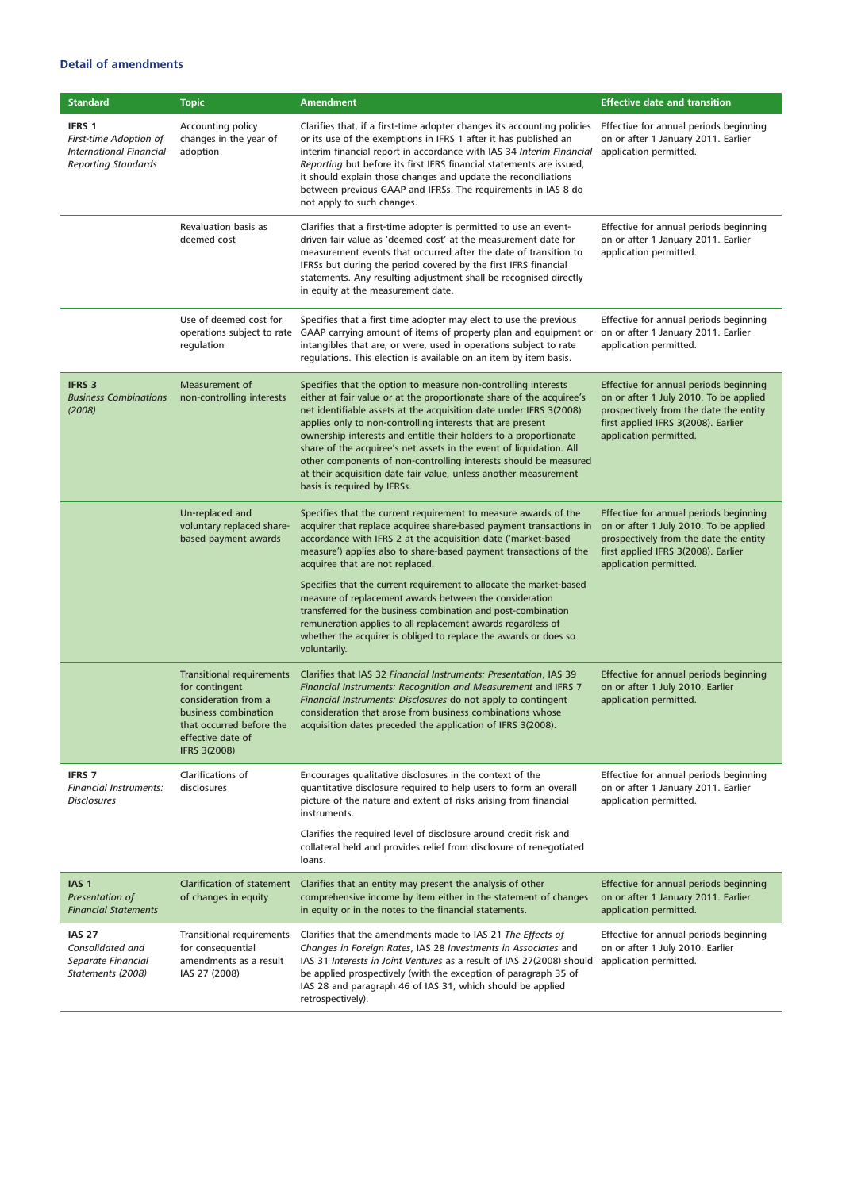### Detail of amendments

| Standard | Topic | Amendment | Effective date and transition |
|---|---|---|---|
| **IFRS 1** *First-time Adoption of International Financial Reporting Standards* | Accounting policy changes in the year of adoption | Clarifies that, if a first-time adopter changes its accounting policies or its use of the exemptions in IFRS 1 after it has published an interim financial report in accordance with IAS 34 *Interim Financial Reporting* but before its first IFRS financial statements are issued, it should explain those changes and update the reconciliations between previous GAAP and IFRSs. The requirements in IAS 8 do not apply to such changes. | Effective for annual periods beginning on or after 1 January 2011. Earlier application permitted. |
| | Revaluation basis as deemed cost | Clarifies that a first-time adopter is permitted to use an event-driven fair value as 'deemed cost' at the measurement date for measurement events that occurred after the date of transition to IFRSs but during the period covered by the first IFRS financial statements. Any resulting adjustment shall be recognised directly in equity at the measurement date. | Effective for annual periods beginning on or after 1 January 2011. Earlier application permitted. |
| | Use of deemed cost for operations subject to rate regulation | Specifies that a first time adopter may elect to use the previous GAAP carrying amount of items of property plan and equipment or intangibles that are, or were, used in operations subject to rate regulations. This election is available on an item by item basis. | Effective for annual periods beginning on or after 1 January 2011. Earlier application permitted. |
| **IFRS 3** *Business Combinations (2008)* | Measurement of non-controlling interests | Specifies that the option to measure non-controlling interests either at fair value or at the proportionate share of the acquiree's net identifiable assets at the acquisition date under IFRS 3(2008) applies only to non-controlling interests that are present ownership interests and entitle their holders to a proportionate share of the acquiree's net assets in the event of liquidation. All other components of non-controlling interests should be measured at their acquisition date fair value, unless another measurement basis is required by IFRSs. | Effective for annual periods beginning on or after 1 July 2010. To be applied prospectively from the date the entity first applied IFRS 3(2008). Earlier application permitted. |
| | Un-replaced and voluntary replaced share-based payment awards | Specifies that the current requirement to measure awards of the acquirer that replace acquiree share-based payment transactions in accordance with IFRS 2 at the acquisition date ('market-based measure') applies also to share-based payment transactions of the acquiree that are not replaced.<br><br>Specifies that the current requirement to allocate the market-based measure of replacement awards between the consideration transferred for the business combination and post-combination remuneration applies to all replacement awards regardless of whether the acquirer is obliged to replace the awards or does so voluntarily. | Effective for annual periods beginning on or after 1 July 2010. To be applied prospectively from the date the entity first applied IFRS 3(2008). Earlier application permitted. |
| | Transitional requirements for contingent consideration from a business combination that occurred before the effective date of IFRS 3(2008) | Clarifies that IAS 32 *Financial Instruments: Presentation*, IAS 39 *Financial Instruments: Recognition and Measurement* and IFRS 7 *Financial Instruments: Disclosures* do not apply to contingent consideration that arose from business combinations whose acquisition dates preceded the application of IFRS 3(2008). | Effective for annual periods beginning on or after 1 July 2010. Earlier application permitted. |
| **IFRS 7** *Financial Instruments: Disclosures* | Clarifications of disclosures | Encourages qualitative disclosures in the context of the quantitative disclosure required to help users to form an overall picture of the nature and extent of risks arising from financial instruments.<br><br>Clarifies the required level of disclosure around credit risk and collateral held and provides relief from disclosure of renegotiated loans. | Effective for annual periods beginning on or after 1 January 2011. Earlier application permitted. |
| **IAS 1** *Presentation of Financial Statements* | Clarification of statement of changes in equity | Clarifies that an entity may present the analysis of other comprehensive income by item either in the statement of changes in equity or in the notes to the financial statements. | Effective for annual periods beginning on or after 1 January 2011. Earlier application permitted. |
| **IAS 27** *Consolidated and Separate Financial Statements (2008)* | Transitional requirements for consequential amendments as a result IAS 27 (2008) | Clarifies that the amendments made to IAS 21 *The Effects of Changes in Foreign Rates*, IAS 28 *Investments in Associates* and IAS 31 *Interests in Joint Ventures* as a result of IAS 27(2008) should be applied prospectively (with the exception of paragraph 35 of IAS 28 and paragraph 46 of IAS 31, which should be applied retrospectively). | Effective for annual periods beginning on or after 1 July 2010. Earlier application permitted. |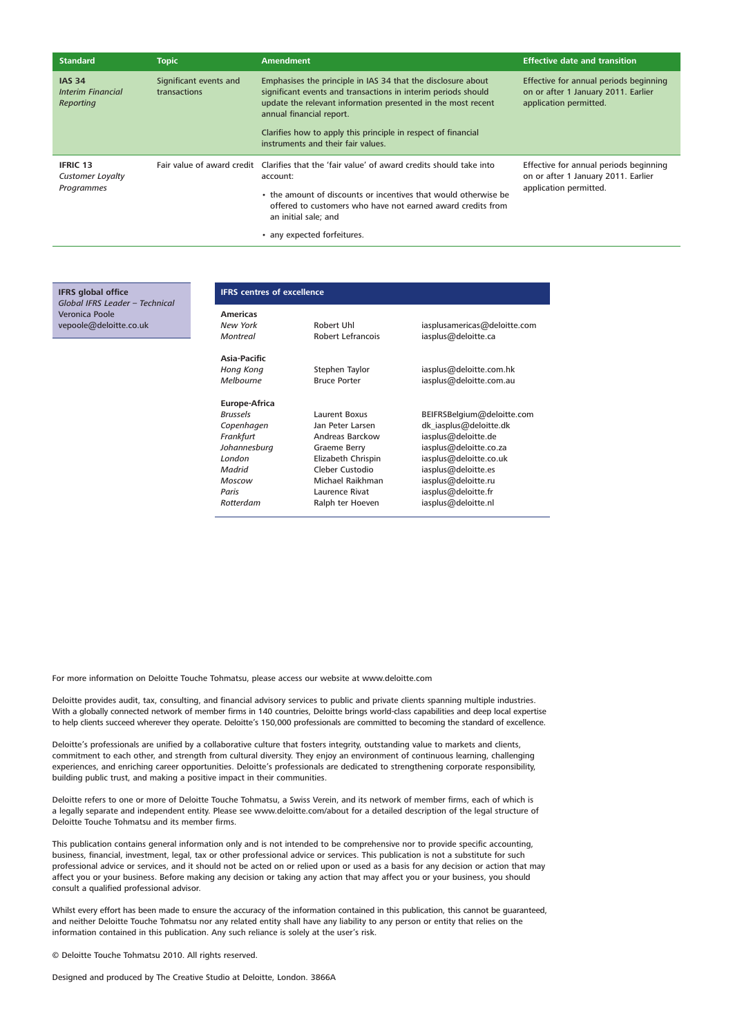| Standard | Topic | Amendment | Effective date and transition |
|---|---|---|---|
| **IAS 34** *Interim Financial Reporting* | Significant events and transactions | Emphasises the principle in IAS 34 that the disclosure about significant events and transactions in interim periods should update the relevant information presented in the most recent annual financial report.<br><br>Clarifies how to apply this principle in respect of financial instruments and their fair values. | Effective for annual periods beginning on or after 1 January 2011. Earlier application permitted. |
| **IFRIC 13** *Customer Loyalty Programmes* | Fair value of award credit | Clarifies that the 'fair value' of award credits should take into account:<br><br>• the amount of discounts or incentives that would otherwise be offered to customers who have not earned award credits from an initial sale; and<br><br>• any expected forfeitures. | Effective for annual periods beginning on or after 1 January 2011. Earlier application permitted. |

**IFRS global office**
*Global IFRS Leader – Technical*
Veronica Poole
vepoole@deloitte.co.uk

**IFRS centres of excellence**

| | | |
|---|---|---|
| **Americas** | | |
| *New York* | Robert Uhl | iasplusamericas@deloitte.com |
| *Montreal* | Robert Lefrancois | iasplus@deloitte.ca |
| **Asia-Pacific** | | |
| *Hong Kong* | Stephen Taylor | iasplus@deloitte.com.hk |
| *Melbourne* | Bruce Porter | iasplus@deloitte.com.au |
| **Europe-Africa** | | |
| *Brussels* | Laurent Boxus | BEIFRSBelgium@deloitte.com |
| *Copenhagen* | Jan Peter Larsen | dk_iasplus@deloitte.dk |
| *Frankfurt* | Andreas Barckow | iasplus@deloitte.de |
| *Johannesburg* | Graeme Berry | iasplus@deloitte.co.za |
| *London* | Elizabeth Chrispin | iasplus@deloitte.co.uk |
| *Madrid* | Cleber Custodio | iasplus@deloitte.es |
| *Moscow* | Michael Raikhman | iasplus@deloitte.ru |
| *Paris* | Laurence Rivat | iasplus@deloitte.fr |
| *Rotterdam* | Ralph ter Hoeven | iasplus@deloitte.nl |

For more information on Deloitte Touche Tohmatsu, please access our website at www.deloitte.com

Deloitte provides audit, tax, consulting, and financial advisory services to public and private clients spanning multiple industries. With a globally connected network of member firms in 140 countries, Deloitte brings world-class capabilities and deep local expertise to help clients succeed wherever they operate. Deloitte's 150,000 professionals are committed to becoming the standard of excellence.

Deloitte's professionals are unified by a collaborative culture that fosters integrity, outstanding value to markets and clients, commitment to each other, and strength from cultural diversity. They enjoy an environment of continuous learning, challenging experiences, and enriching career opportunities. Deloitte's professionals are dedicated to strengthening corporate responsibility, building public trust, and making a positive impact in their communities.

Deloitte refers to one or more of Deloitte Touche Tohmatsu, a Swiss Verein, and its network of member firms, each of which is a legally separate and independent entity. Please see www.deloitte.com/about for a detailed description of the legal structure of Deloitte Touche Tohmatsu and its member firms.

This publication contains general information only and is not intended to be comprehensive nor to provide specific accounting, business, financial, investment, legal, tax or other professional advice or services. This publication is not a substitute for such professional advice or services, and it should not be acted on or relied upon or used as a basis for any decision or action that may affect you or your business. Before making any decision or taking any action that may affect you or your business, you should consult a qualified professional advisor.

Whilst every effort has been made to ensure the accuracy of the information contained in this publication, this cannot be guaranteed, and neither Deloitte Touche Tohmatsu nor any related entity shall have any liability to any person or entity that relies on the information contained in this publication. Any such reliance is solely at the user's risk.

© Deloitte Touche Tohmatsu 2010. All rights reserved.

Designed and produced by The Creative Studio at Deloitte, London. 3866A